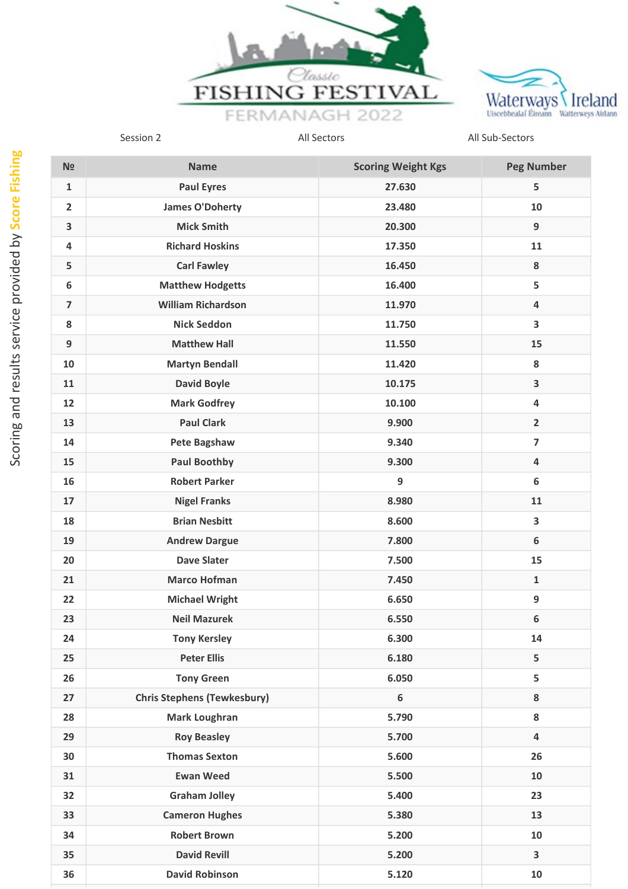Classic FISHING FESTIVAL FERMANAGH 2022

Waterways Ireland
Uiscebhealaí Éireann Watterweys Airlann

Session 2 | All Sectors | All Sub-Sectors

Scoring and results service provided by Score Fishing

| № | Name | Scoring Weight Kgs | Peg Number |
|---|---|---|---|
| 1 | Paul Eyres | 27.630 | 5 |
| 2 | James O'Doherty | 23.480 | 10 |
| 3 | Mick Smith | 20.300 | 9 |
| 4 | Richard Hoskins | 17.350 | 11 |
| 5 | Carl Fawley | 16.450 | 8 |
| 6 | Matthew Hodgetts | 16.400 | 5 |
| 7 | William Richardson | 11.970 | 4 |
| 8 | Nick Seddon | 11.750 | 3 |
| 9 | Matthew Hall | 11.550 | 15 |
| 10 | Martyn Bendall | 11.420 | 8 |
| 11 | David Boyle | 10.175 | 3 |
| 12 | Mark Godfrey | 10.100 | 4 |
| 13 | Paul Clark | 9.900 | 2 |
| 14 | Pete Bagshaw | 9.340 | 7 |
| 15 | Paul Boothby | 9.300 | 4 |
| 16 | Robert Parker | 9 | 6 |
| 17 | Nigel Franks | 8.980 | 11 |
| 18 | Brian Nesbitt | 8.600 | 3 |
| 19 | Andrew Dargue | 7.800 | 6 |
| 20 | Dave Slater | 7.500 | 15 |
| 21 | Marco Hofman | 7.450 | 1 |
| 22 | Michael Wright | 6.650 | 9 |
| 23 | Neil Mazurek | 6.550 | 6 |
| 24 | Tony Kersley | 6.300 | 14 |
| 25 | Peter Ellis | 6.180 | 5 |
| 26 | Tony Green | 6.050 | 5 |
| 27 | Chris Stephens (Tewkesbury) | 6 | 8 |
| 28 | Mark Loughran | 5.790 | 8 |
| 29 | Roy Beasley | 5.700 | 4 |
| 30 | Thomas Sexton | 5.600 | 26 |
| 31 | Ewan Weed | 5.500 | 10 |
| 32 | Graham Jolley | 5.400 | 23 |
| 33 | Cameron Hughes | 5.380 | 13 |
| 34 | Robert Brown | 5.200 | 10 |
| 35 | David Revill | 5.200 | 3 |
| 36 | David Robinson | 5.120 | 10 |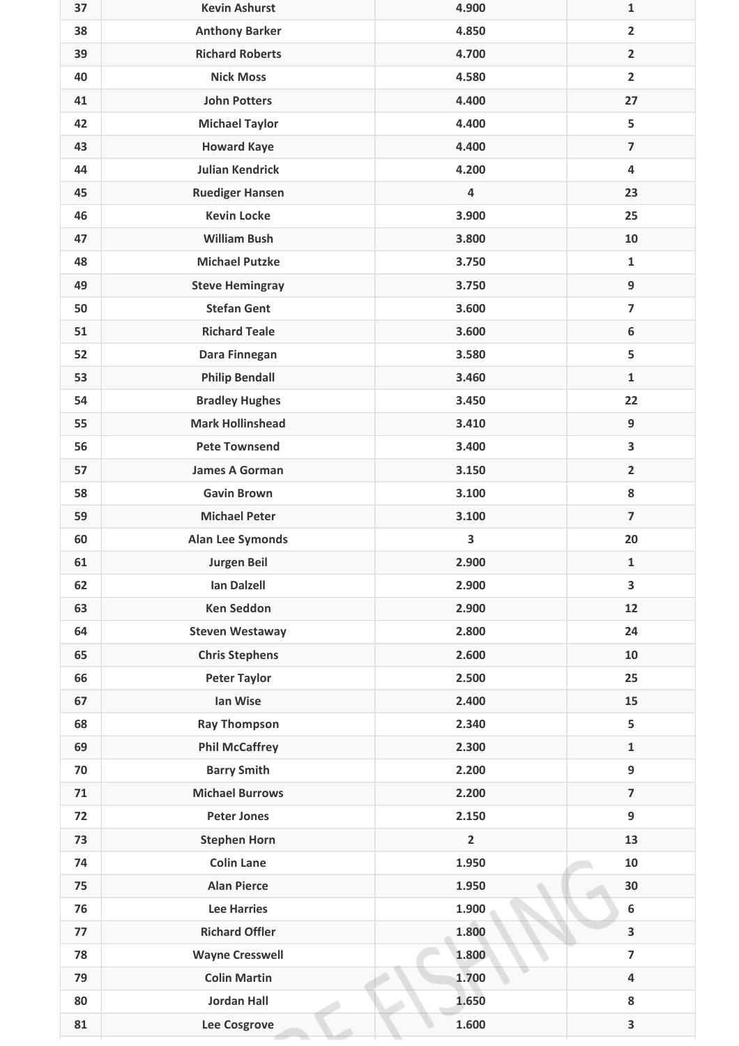| | | | |
|---|---|---|---|
| 37 | Kevin Ashurst | 4.900 | 1 |
| 38 | Anthony Barker | 4.850 | 2 |
| 39 | Richard Roberts | 4.700 | 2 |
| 40 | Nick Moss | 4.580 | 2 |
| 41 | John Potters | 4.400 | 27 |
| 42 | Michael Taylor | 4.400 | 5 |
| 43 | Howard Kaye | 4.400 | 7 |
| 44 | Julian Kendrick | 4.200 | 4 |
| 45 | Ruediger Hansen | 4 | 23 |
| 46 | Kevin Locke | 3.900 | 25 |
| 47 | William Bush | 3.800 | 10 |
| 48 | Michael Putzke | 3.750 | 1 |
| 49 | Steve Hemingray | 3.750 | 9 |
| 50 | Stefan Gent | 3.600 | 7 |
| 51 | Richard Teale | 3.600 | 6 |
| 52 | Dara Finnegan | 3.580 | 5 |
| 53 | Philip Bendall | 3.460 | 1 |
| 54 | Bradley Hughes | 3.450 | 22 |
| 55 | Mark Hollinshead | 3.410 | 9 |
| 56 | Pete Townsend | 3.400 | 3 |
| 57 | James A Gorman | 3.150 | 2 |
| 58 | Gavin Brown | 3.100 | 8 |
| 59 | Michael Peter | 3.100 | 7 |
| 60 | Alan Lee Symonds | 3 | 20 |
| 61 | Jurgen Beil | 2.900 | 1 |
| 62 | Ian Dalzell | 2.900 | 3 |
| 63 | Ken Seddon | 2.900 | 12 |
| 64 | Steven Westaway | 2.800 | 24 |
| 65 | Chris Stephens | 2.600 | 10 |
| 66 | Peter Taylor | 2.500 | 25 |
| 67 | Ian Wise | 2.400 | 15 |
| 68 | Ray Thompson | 2.340 | 5 |
| 69 | Phil McCaffrey | 2.300 | 1 |
| 70 | Barry Smith | 2.200 | 9 |
| 71 | Michael Burrows | 2.200 | 7 |
| 72 | Peter Jones | 2.150 | 9 |
| 73 | Stephen Horn | 2 | 13 |
| 74 | Colin Lane | 1.950 | 10 |
| 75 | Alan Pierce | 1.950 | 30 |
| 76 | Lee Harries | 1.900 | 6 |
| 77 | Richard Offler | 1.800 | 3 |
| 78 | Wayne Cresswell | 1.800 | 7 |
| 79 | Colin Martin | 1.700 | 4 |
| 80 | Jordan Hall | 1.650 | 8 |
| 81 | Lee Cosgrove | 1.600 | 3 |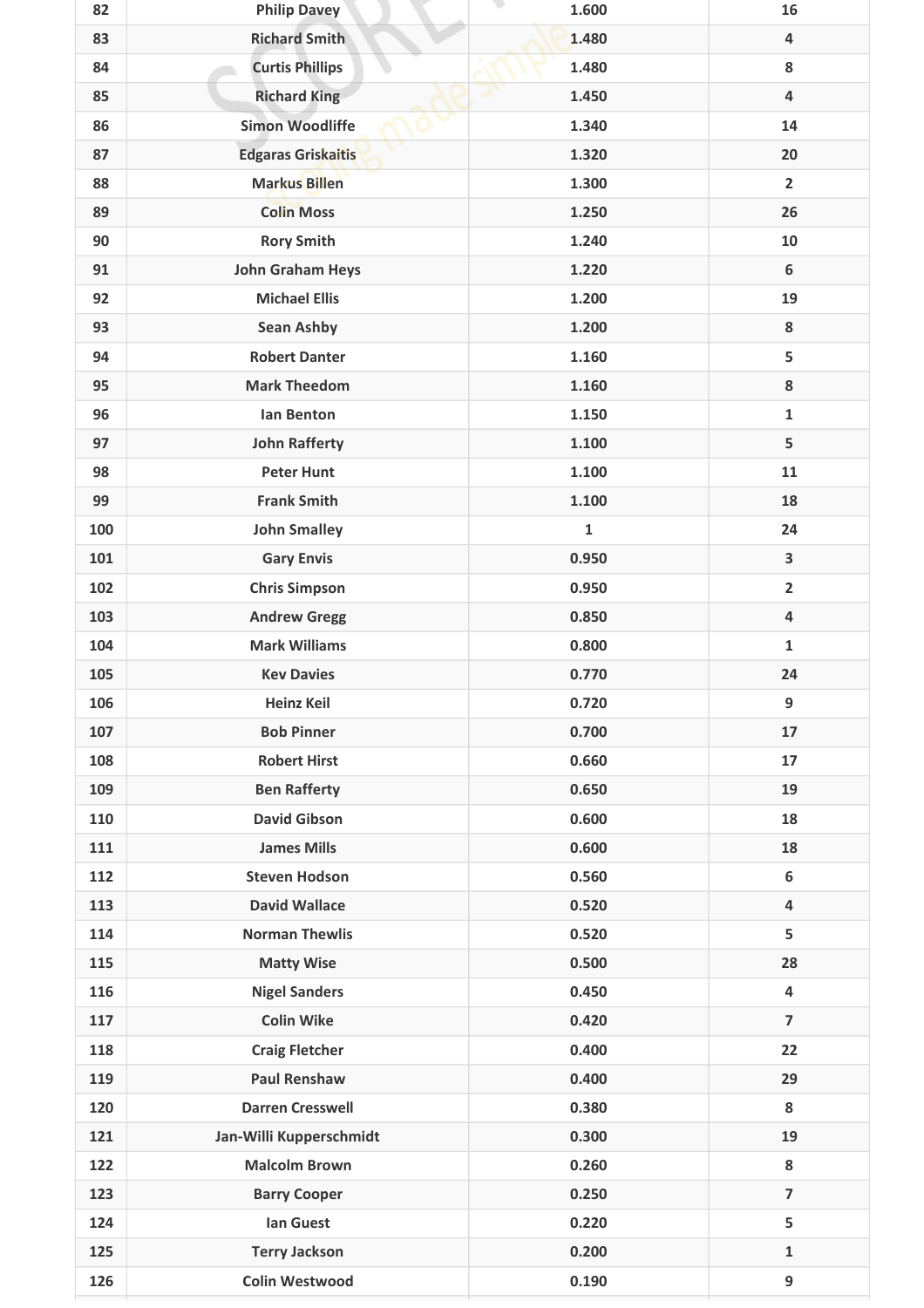| | | | |
|---|---|---|---|
| 82 | Philip Davey | 1.600 | 16 |
| 83 | Richard Smith | 1.480 | 4 |
| 84 | Curtis Phillips | 1.480 | 8 |
| 85 | Richard King | 1.450 | 4 |
| 86 | Simon Woodliffe | 1.340 | 14 |
| 87 | Edgaras Griskaitis | 1.320 | 20 |
| 88 | Markus Billen | 1.300 | 2 |
| 89 | Colin Moss | 1.250 | 26 |
| 90 | Rory Smith | 1.240 | 10 |
| 91 | John Graham Heys | 1.220 | 6 |
| 92 | Michael Ellis | 1.200 | 19 |
| 93 | Sean Ashby | 1.200 | 8 |
| 94 | Robert Danter | 1.160 | 5 |
| 95 | Mark Theedom | 1.160 | 8 |
| 96 | Ian Benton | 1.150 | 1 |
| 97 | John Rafferty | 1.100 | 5 |
| 98 | Peter Hunt | 1.100 | 11 |
| 99 | Frank Smith | 1.100 | 18 |
| 100 | John Smalley | 1 | 24 |
| 101 | Gary Envis | 0.950 | 3 |
| 102 | Chris Simpson | 0.950 | 2 |
| 103 | Andrew Gregg | 0.850 | 4 |
| 104 | Mark Williams | 0.800 | 1 |
| 105 | Kev Davies | 0.770 | 24 |
| 106 | Heinz Keil | 0.720 | 9 |
| 107 | Bob Pinner | 0.700 | 17 |
| 108 | Robert Hirst | 0.660 | 17 |
| 109 | Ben Rafferty | 0.650 | 19 |
| 110 | David Gibson | 0.600 | 18 |
| 111 | James Mills | 0.600 | 18 |
| 112 | Steven Hodson | 0.560 | 6 |
| 113 | David Wallace | 0.520 | 4 |
| 114 | Norman Thewlis | 0.520 | 5 |
| 115 | Matty Wise | 0.500 | 28 |
| 116 | Nigel Sanders | 0.450 | 4 |
| 117 | Colin Wike | 0.420 | 7 |
| 118 | Craig Fletcher | 0.400 | 22 |
| 119 | Paul Renshaw | 0.400 | 29 |
| 120 | Darren Cresswell | 0.380 | 8 |
| 121 | Jan-Willi Kupperschmidt | 0.300 | 19 |
| 122 | Malcolm Brown | 0.260 | 8 |
| 123 | Barry Cooper | 0.250 | 7 |
| 124 | Ian Guest | 0.220 | 5 |
| 125 | Terry Jackson | 0.200 | 1 |
| 126 | Colin Westwood | 0.190 | 9 |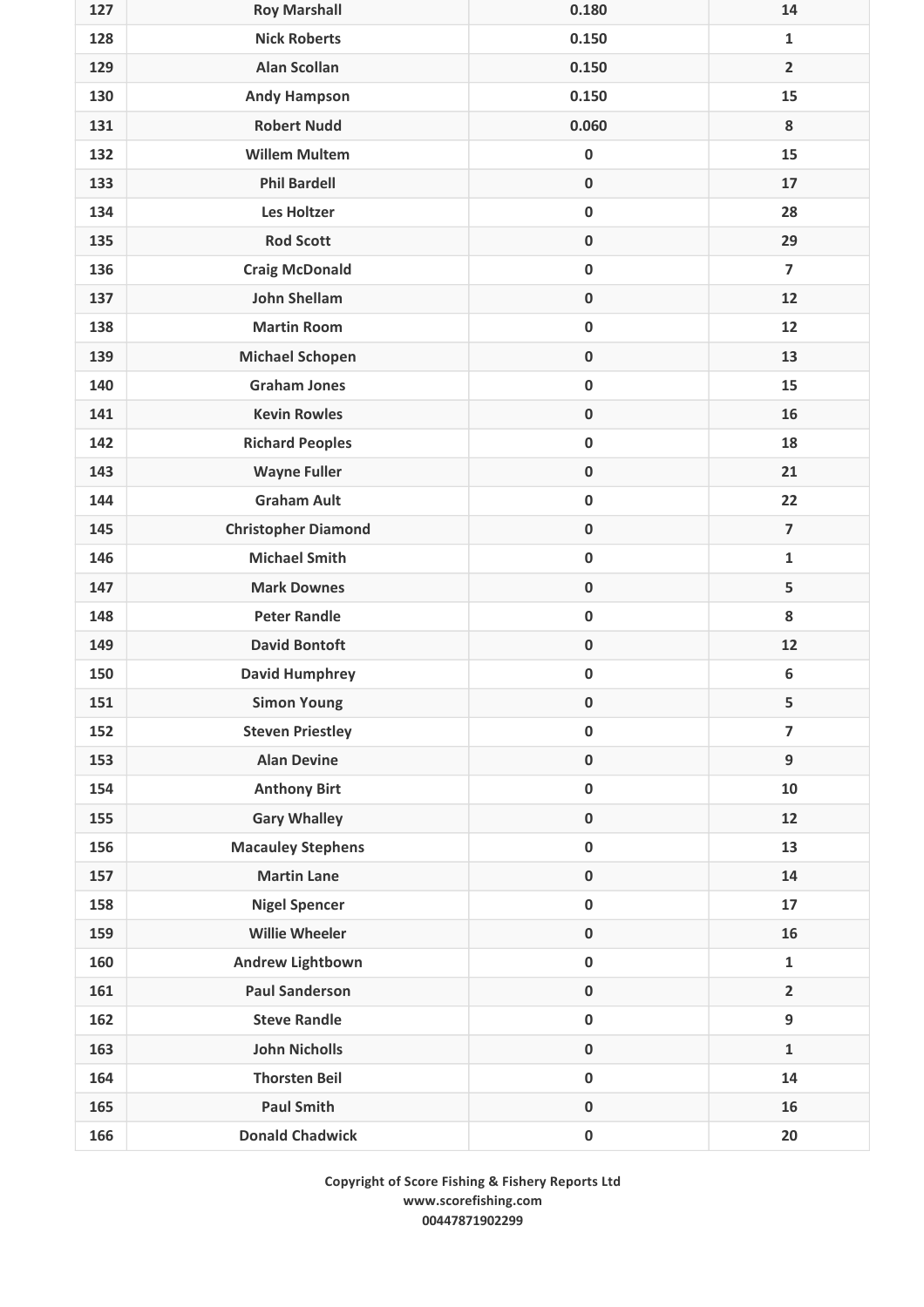| | | | |
|---|---|---|---|
| 127 | Roy Marshall | 0.180 | 14 |
| 128 | Nick Roberts | 0.150 | 1 |
| 129 | Alan Scollan | 0.150 | 2 |
| 130 | Andy Hampson | 0.150 | 15 |
| 131 | Robert Nudd | 0.060 | 8 |
| 132 | Willem Multem | 0 | 15 |
| 133 | Phil Bardell | 0 | 17 |
| 134 | Les Holtzer | 0 | 28 |
| 135 | Rod Scott | 0 | 29 |
| 136 | Craig McDonald | 0 | 7 |
| 137 | John Shellam | 0 | 12 |
| 138 | Martin Room | 0 | 12 |
| 139 | Michael Schopen | 0 | 13 |
| 140 | Graham Jones | 0 | 15 |
| 141 | Kevin Rowles | 0 | 16 |
| 142 | Richard Peoples | 0 | 18 |
| 143 | Wayne Fuller | 0 | 21 |
| 144 | Graham Ault | 0 | 22 |
| 145 | Christopher Diamond | 0 | 7 |
| 146 | Michael Smith | 0 | 1 |
| 147 | Mark Downes | 0 | 5 |
| 148 | Peter Randle | 0 | 8 |
| 149 | David Bontoft | 0 | 12 |
| 150 | David Humphrey | 0 | 6 |
| 151 | Simon Young | 0 | 5 |
| 152 | Steven Priestley | 0 | 7 |
| 153 | Alan Devine | 0 | 9 |
| 154 | Anthony Birt | 0 | 10 |
| 155 | Gary Whalley | 0 | 12 |
| 156 | Macauley Stephens | 0 | 13 |
| 157 | Martin Lane | 0 | 14 |
| 158 | Nigel Spencer | 0 | 17 |
| 159 | Willie Wheeler | 0 | 16 |
| 160 | Andrew Lightbown | 0 | 1 |
| 161 | Paul Sanderson | 0 | 2 |
| 162 | Steve Randle | 0 | 9 |
| 163 | John Nicholls | 0 | 1 |
| 164 | Thorsten Beil | 0 | 14 |
| 165 | Paul Smith | 0 | 16 |
| 166 | Donald Chadwick | 0 | 20 |

**Copyright of Score Fishing & Fishery Reports Ltd**
**www.scorefishing.com**
**00447871902299**